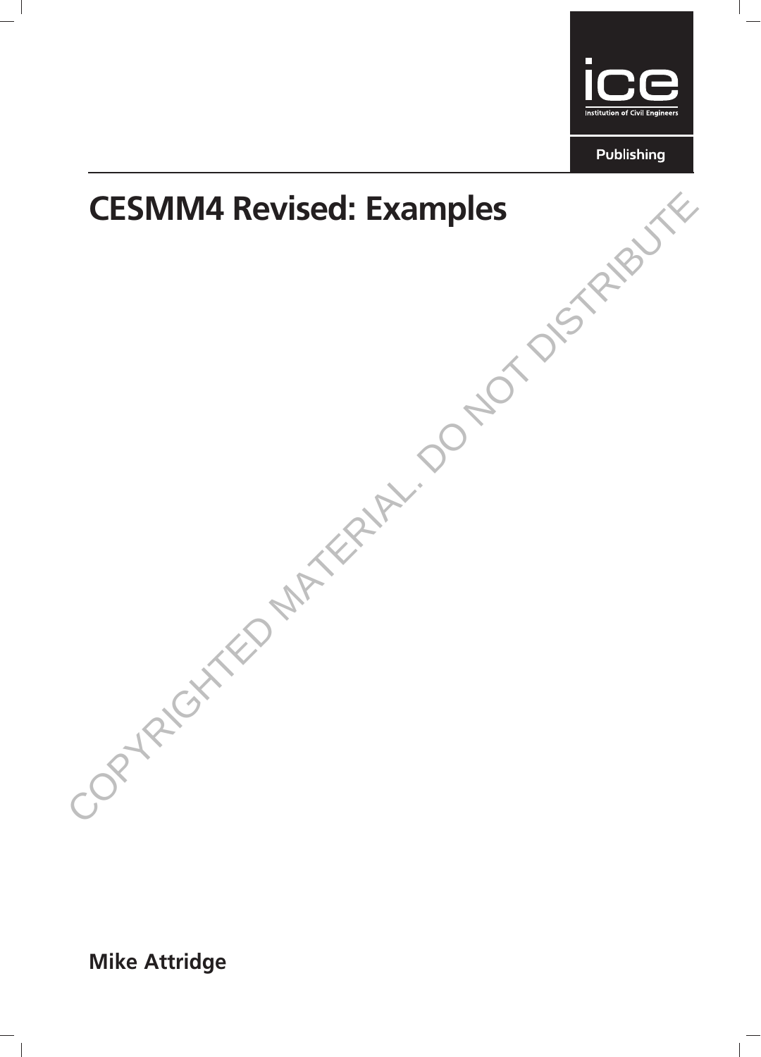# CESMM4 Revised: Examples

**Mike Attridge**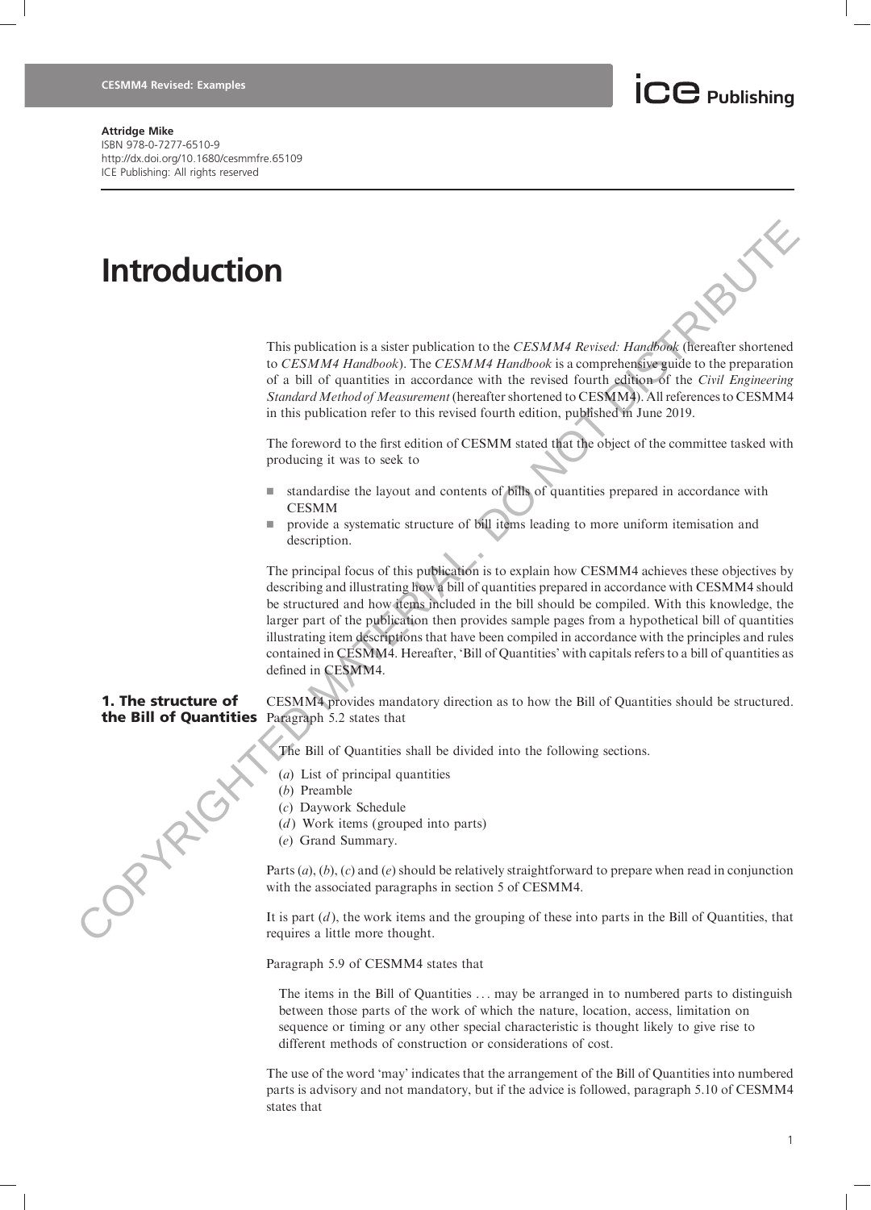# Introduction

This publication is a sister publication to the *CESMM4 Revised: Handbook* (hereafter shortened to *CESMM4 Handbook*). The *CESMM4 Handbook* is a comprehensive guide to the preparation of a bill of quantities in accordance with the revised fourth edition of the *Civil Engineering Standard Method of Measurement* (hereafter shortened to CESMM4). All references to CESMM4 in this publication refer to this revised fourth edition, published in June 2019.

The foreword to the first edition of CESMM stated that the object of the committee tasked with producing it was to seek to

- standardise the layout and contents of bills of quantities prepared in accordance with CESMM
- provide a systematic structure of bill items leading to more uniform itemisation and description.

The principal focus of this publication is to explain how CESMM4 achieves these objectives by describing and illustrating how a bill of quantities prepared in accordance with CESMM4 should be structured and how items included in the bill should be compiled. With this knowledge, the larger part of the publication then provides sample pages from a hypothetical bill of quantities illustrating item descriptions that have been compiled in accordance with the principles and rules contained in CESMM4. Hereafter, 'Bill of Quantities' with capitals refers to a bill of quantities as defined in CESMM4.

## 1. The structure of the Bill of Quantities

CESMM4 provides mandatory direction as to how the Bill of Quantities should be structured. Paragraph 5.2 states that

> The Bill of Quantities shall be divided into the following sections.
>
> (*a*) List of principal quantities
> (*b*) Preamble
> (*c*) Daywork Schedule
> (*d*) Work items (grouped into parts)
> (*e*) Grand Summary.

Parts (*a*), (*b*), (*c*) and (*e*) should be relatively straightforward to prepare when read in conjunction with the associated paragraphs in section 5 of CESMM4.

It is part (*d*), the work items and the grouping of these into parts in the Bill of Quantities, that requires a little more thought.

Paragraph 5.9 of CESMM4 states that

> The items in the Bill of Quantities . . . may be arranged in to numbered parts to distinguish between those parts of the work of which the nature, location, access, limitation on sequence or timing or any other special characteristic is thought likely to give rise to different methods of construction or considerations of cost.

The use of the word 'may' indicates that the arrangement of the Bill of Quantities into numbered parts is advisory and not mandatory, but if the advice is followed, paragraph 5.10 of CESMM4 states that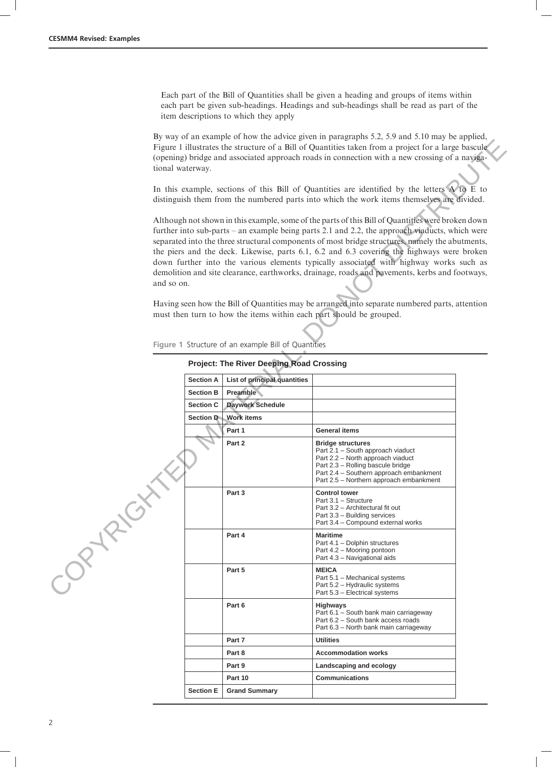Each part of the Bill of Quantities shall be given a heading and groups of items within each part be given sub-headings. Headings and sub-headings shall be read as part of the item descriptions to which they apply

By way of an example of how the advice given in paragraphs 5.2, 5.9 and 5.10 may be applied, Figure 1 illustrates the structure of a Bill of Quantities taken from a project for a large bascule (opening) bridge and associated approach roads in connection with a new crossing of a navigational waterway.

In this example, sections of this Bill of Quantities are identified by the letters A to E to distinguish them from the numbered parts into which the work items themselves are divided.

Although not shown in this example, some of the parts of this Bill of Quantities were broken down further into sub-parts – an example being parts 2.1 and 2.2, the approach viaducts, which were separated into the three structural components of most bridge structures, namely the abutments, the piers and the deck. Likewise, parts 6.1, 6.2 and 6.3 covering the highways were broken down further into the various elements typically associated with highway works such as demolition and site clearance, earthworks, drainage, roads and pavements, kerbs and footways, and so on.

Having seen how the Bill of Quantities may be arranged into separate numbered parts, attention must then turn to how the items within each part should be grouped.

Figure 1 Structure of an example Bill of Quantities

**Project: The River Deeping Road Crossing**

| | | |
|---|---|---|
| **Section A** | **List of principal quantities** | |
| **Section B** | **Preamble** | |
| **Section C** | **Daywork Schedule** | |
| **Section D** | **Work items** | |
| | **Part 1** | **General items** |
| | **Part 2** | **Bridge structures**<br>Part 2.1 – South approach viaduct<br>Part 2.2 – North approach viaduct<br>Part 2.3 – Rolling bascule bridge<br>Part 2.4 – Southern approach embankment<br>Part 2.5 – Northern approach embankment |
| | **Part 3** | **Control tower**<br>Part 3.1 – Structure<br>Part 3.2 – Architectural fit out<br>Part 3.3 – Building services<br>Part 3.4 – Compound external works |
| | **Part 4** | **Maritime**<br>Part 4.1 – Dolphin structures<br>Part 4.2 – Mooring pontoon<br>Part 4.3 – Navigational aids |
| | **Part 5** | **MEICA**<br>Part 5.1 – Mechanical systems<br>Part 5.2 – Hydraulic systems<br>Part 5.3 – Electrical systems |
| | **Part 6** | **Highways**<br>Part 6.1 – South bank main carriageway<br>Part 6.2 – South bank access roads<br>Part 6.3 – North bank main carriageway |
| | **Part 7** | **Utilities** |
| | **Part 8** | **Accommodation works** |
| | **Part 9** | **Landscaping and ecology** |
| | **Part 10** | **Communications** |
| **Section E** | **Grand Summary** | |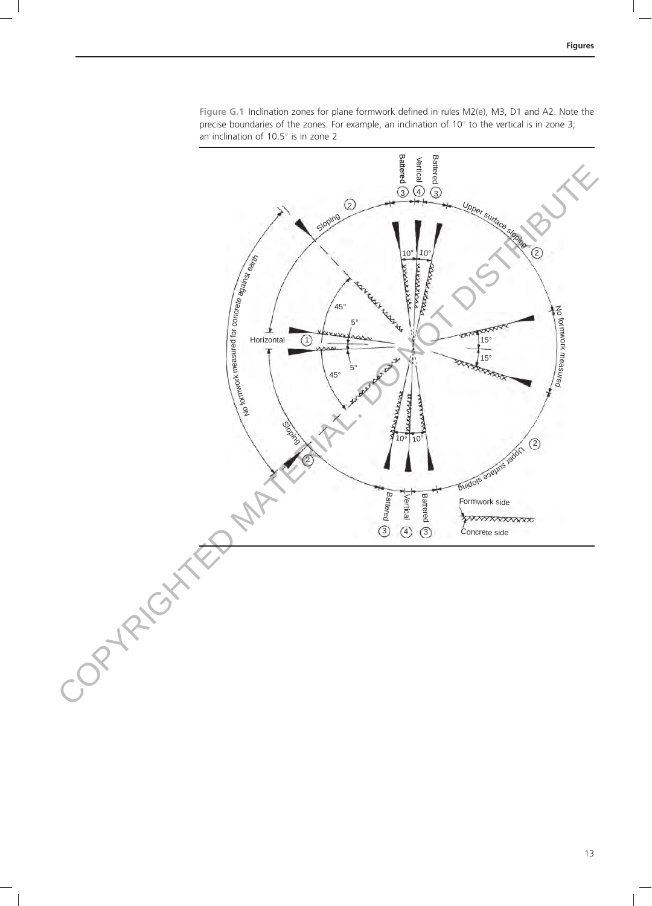**Figure G.1** Inclination zones for plane formwork defined in rules M2(e), M3, D1 and A2. Note the precise boundaries of the zones. For example, an inclination of 10° to the vertical is in zone 3; an inclination of 10.5° is in zone 2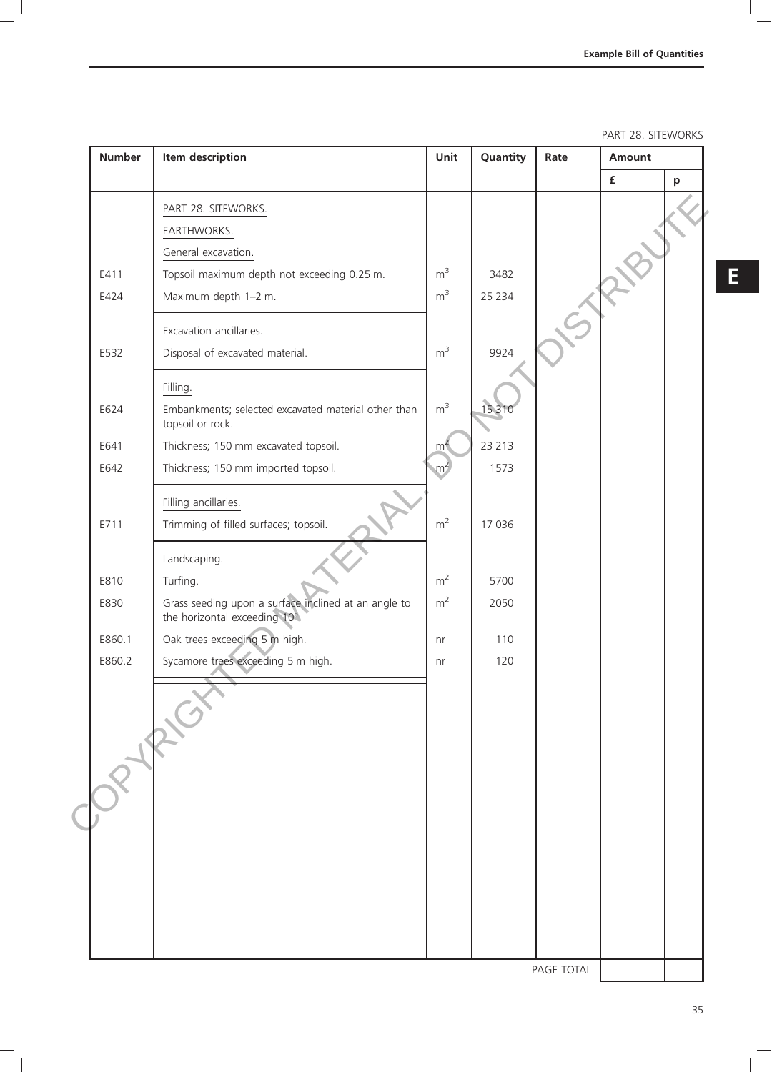PART 28. SITEWORKS

| Number | Item description | Unit | Quantity | Rate | Amount | |
|---|---|---|---|---|---|---|
| | | | | | £ | p |
| | PART 28. SITEWORKS. | | | | | |
| | EARTHWORKS. | | | | | |
| | General excavation. | | | | | |
| E411 | Topsoil maximum depth not exceeding 0.25 m. | $m^3$ | 3482 | | | |
| E424 | Maximum depth 1–2 m. | $m^3$ | 25 234 | | | |
| | Excavation ancillaries. | | | | | |
| E532 | Disposal of excavated material. | $m^3$ | 9924 | | | |
| | Filling. | | | | | |
| E624 | Embankments; selected excavated material other than topsoil or rock. | $m^3$ | 15 310 | | | |
| E641 | Thickness; 150 mm excavated topsoil. | $m^2$ | 23 213 | | | |
| E642 | Thickness; 150 mm imported topsoil. | $m^2$ | 1573 | | | |
| | Filling ancillaries. | | | | | |
| E711 | Trimming of filled surfaces; topsoil. | $m^2$ | 17 036 | | | |
| | Landscaping. | | | | | |
| E810 | Turfing. | $m^2$ | 5700 | | | |
| E830 | Grass seeding upon a surface inclined at an angle to the horizontal exceeding 10°. | $m^2$ | 2050 | | | |
| E860.1 | Oak trees exceeding 5 m high. | nr | 110 | | | |
| E860.2 | Sycamore trees exceeding 5 m high. | nr | 120 | | | |
| | | | | PAGE TOTAL | | |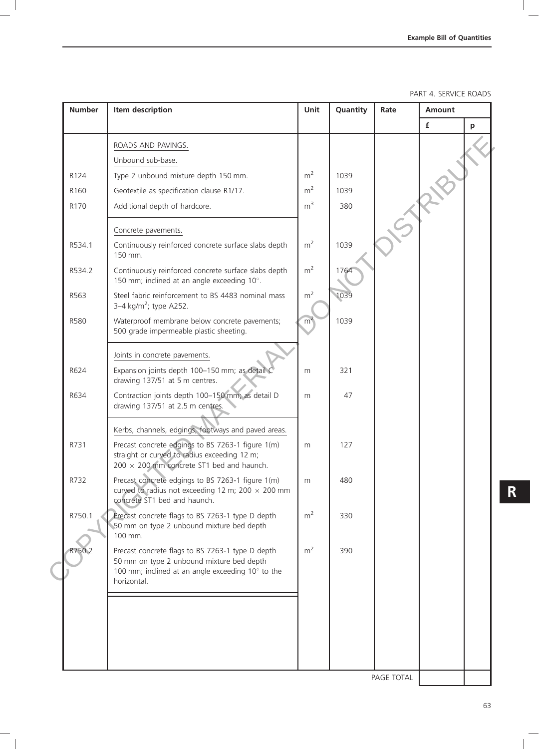PART 4. SERVICE ROADS

| Number | Item description | Unit | Quantity | Rate | Amount £ | Amount p |
|---|---|---|---|---|---|---|
| | ROADS AND PAVINGS. | | | | | |
| | Unbound sub-base. | | | | | |
| R124 | Type 2 unbound mixture depth 150 mm. | $m^2$ | 1039 | | | |
| R160 | Geotextile as specification clause R1/17. | $m^2$ | 1039 | | | |
| R170 | Additional depth of hardcore. | $m^3$ | 380 | | | |
| | Concrete pavements. | | | | | |
| R534.1 | Continuously reinforced concrete surface slabs depth 150 mm. | $m^2$ | 1039 | | | |
| R534.2 | Continuously reinforced concrete surface slabs depth 150 mm; inclined at an angle exceeding 10°. | $m^2$ | 1764 | | | |
| R563 | Steel fabric reinforcement to BS 4483 nominal mass 3–4 kg/$m^2$; type A252. | $m^2$ | 1039 | | | |
| R580 | Waterproof membrane below concrete pavements; 500 grade impermeable plastic sheeting. | $m^2$ | 1039 | | | |
| | Joints in concrete pavements. | | | | | |
| R624 | Expansion joints depth 100–150 mm; as detail C drawing 137/51 at 5 m centres. | m | 321 | | | |
| R634 | Contraction joints depth 100–150 mm; as detail D drawing 137/51 at 2.5 m centres. | m | 47 | | | |
| | Kerbs, channels, edgings, footways and paved areas. | | | | | |
| R731 | Precast concrete edgings to BS 7263-1 figure 1(m) straight or curved to radius exceeding 12 m; 200 × 200 mm concrete ST1 bed and haunch. | m | 127 | | | |
| R732 | Precast concrete edgings to BS 7263-1 figure 1(m) curved to radius not exceeding 12 m; 200 × 200 mm concrete ST1 bed and haunch. | m | 480 | | | |
| R750.1 | Precast concrete flags to BS 7263-1 type D depth 50 mm on type 2 unbound mixture bed depth 100 mm. | $m^2$ | 330 | | | |
| R750.2 | Precast concrete flags to BS 7263-1 type D depth 50 mm on type 2 unbound mixture bed depth 100 mm; inclined at an angle exceeding 10° to the horizontal. | $m^2$ | 390 | | | |
| | | | | PAGE TOTAL | | |